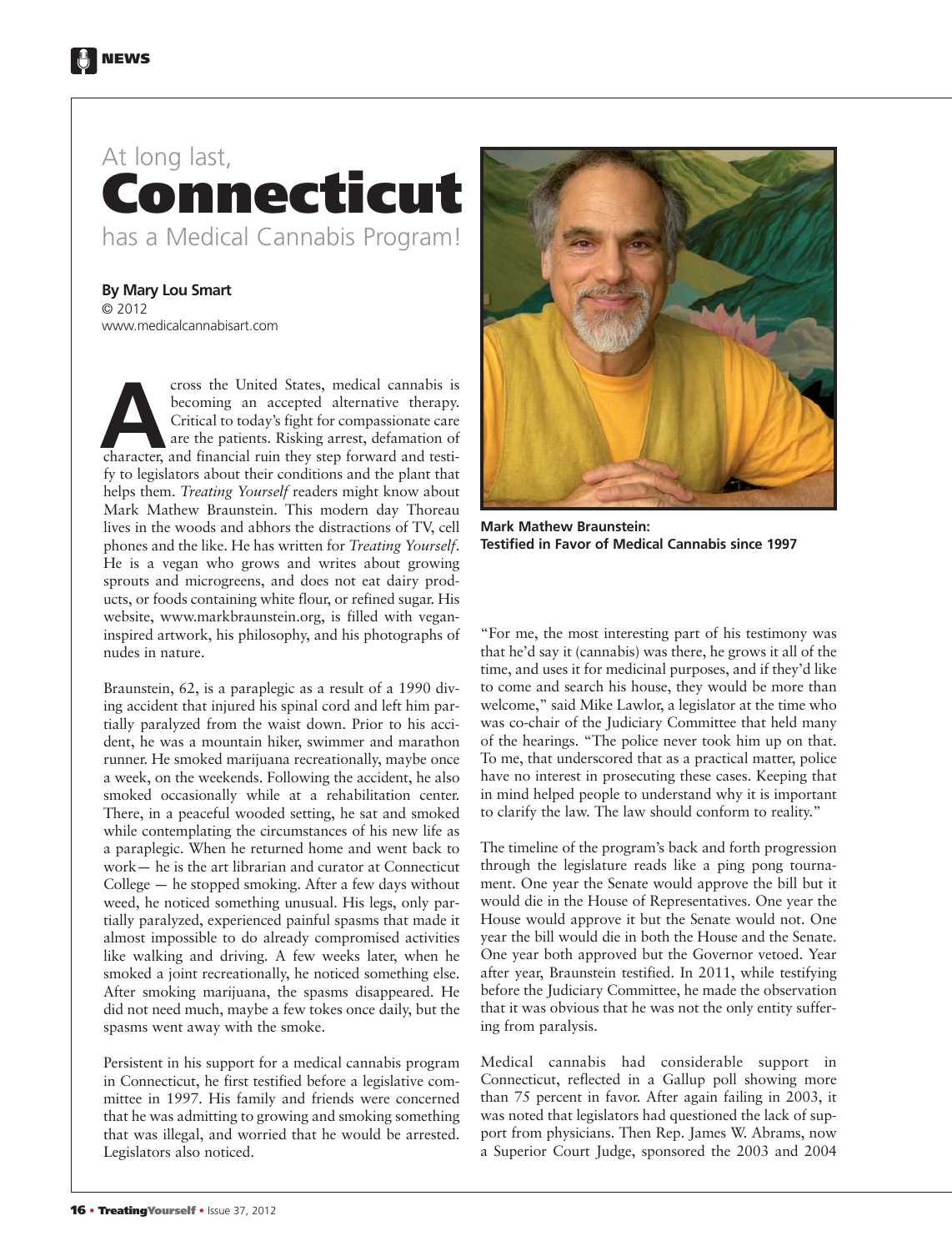# At long last, Connecticut has a Medical Cannabis Program!

**By Mary Lou Smart**
© 2012
www.medicalcannabisart.com

Across the United States, medical cannabis is becoming an accepted alternative therapy. Critical to today's fight for compassionate care are the patients. Risking arrest, defamation of character, and financial ruin they step forward and testify to legislators about their conditions and the plant that helps them. *Treating Yourself* readers might know about Mark Mathew Braunstein. This modern day Thoreau lives in the woods and abhors the distractions of TV, cell phones and the like. He has written for *Treating Yourself*. He is a vegan who grows and writes about growing sprouts and microgreens, and does not eat dairy products, or foods containing white flour, or refined sugar. His website, www.markbraunstein.org, is filled with vegan-inspired artwork, his philosophy, and his photographs of nudes in nature.

Braunstein, 62, is a paraplegic as a result of a 1990 diving accident that injured his spinal cord and left him partially paralyzed from the waist down. Prior to his accident, he was a mountain hiker, swimmer and marathon runner. He smoked marijuana recreationally, maybe once a week, on the weekends. Following the accident, he also smoked occasionally while at a rehabilitation center. There, in a peaceful wooded setting, he sat and smoked while contemplating the circumstances of his new life as a paraplegic. When he returned home and went back to work— he is the art librarian and curator at Connecticut College — he stopped smoking. After a few days without weed, he noticed something unusual. His legs, only partially paralyzed, experienced painful spasms that made it almost impossible to do already compromised activities like walking and driving. A few weeks later, when he smoked a joint recreationally, he noticed something else. After smoking marijuana, the spasms disappeared. He did not need much, maybe a few tokes once daily, but the spasms went away with the smoke.

Persistent in his support for a medical cannabis program in Connecticut, he first testified before a legislative committee in 1997. His family and friends were concerned that he was admitting to growing and smoking something that was illegal, and worried that he would be arrested. Legislators also noticed.

**Mark Mathew Braunstein: Testified in Favor of Medical Cannabis since 1997**

"For me, the most interesting part of his testimony was that he'd say it (cannabis) was there, he grows it all of the time, and uses it for medicinal purposes, and if they'd like to come and search his house, they would be more than welcome," said Mike Lawlor, a legislator at the time who was co-chair of the Judiciary Committee that held many of the hearings. "The police never took him up on that. To me, that underscored that as a practical matter, police have no interest in prosecuting these cases. Keeping that in mind helped people to understand why it is important to clarify the law. The law should conform to reality."

The timeline of the program's back and forth progression through the legislature reads like a ping pong tournament. One year the Senate would approve the bill but it would die in the House of Representatives. One year the House would approve it but the Senate would not. One year the bill would die in both the House and the Senate. One year both approved but the Governor vetoed. Year after year, Braunstein testified. In 2011, while testifying before the Judiciary Committee, he made the observation that it was obvious that he was not the only entity suffering from paralysis.

Medical cannabis had considerable support in Connecticut, reflected in a Gallup poll showing more than 75 percent in favor. After again failing in 2003, it was noted that legislators had questioned the lack of support from physicians. Then Rep. James W. Abrams, now a Superior Court Judge, sponsored the 2003 and 2004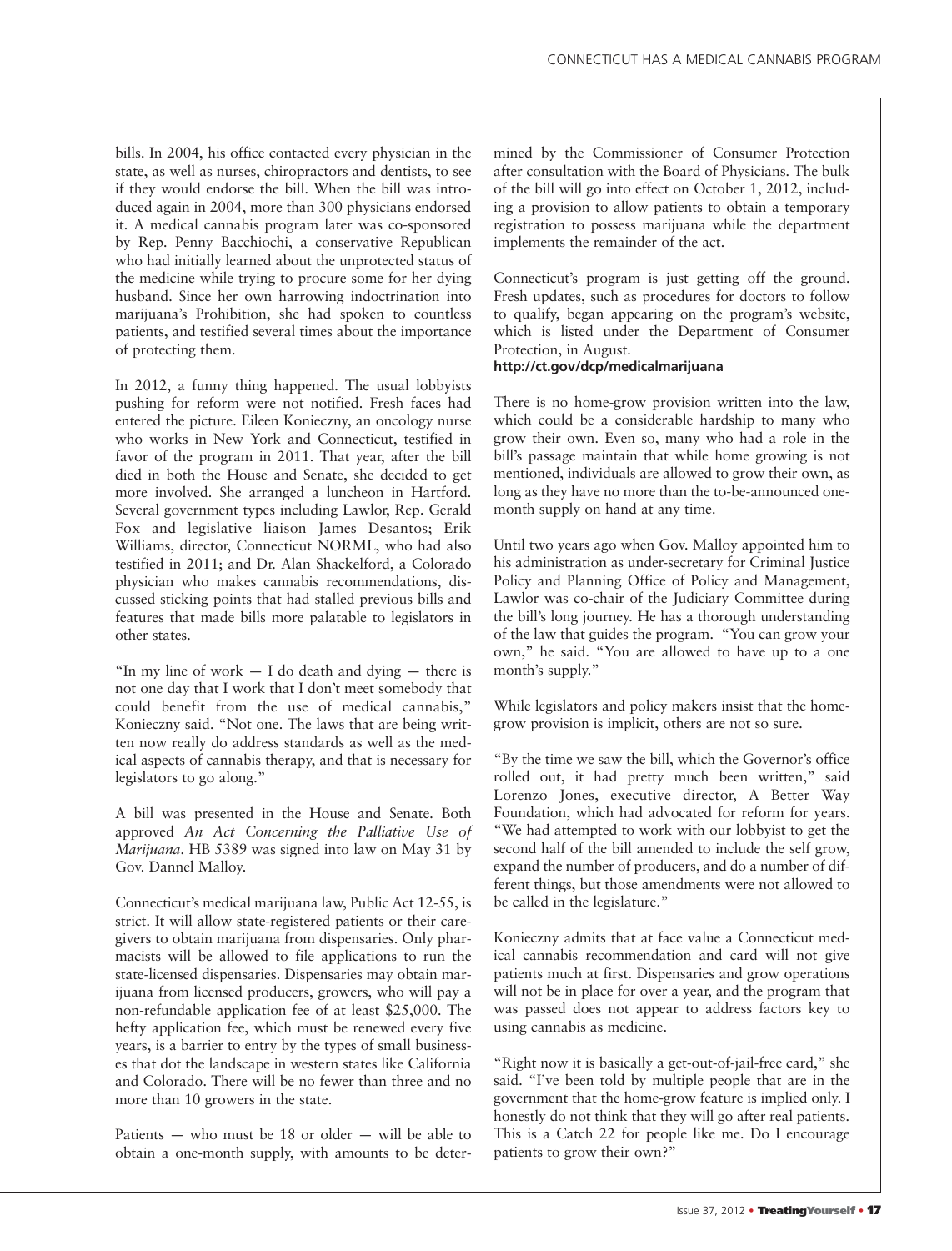bills. In 2004, his office contacted every physician in the state, as well as nurses, chiropractors and dentists, to see if they would endorse the bill. When the bill was introduced again in 2004, more than 300 physicians endorsed it. A medical cannabis program later was co-sponsored by Rep. Penny Bacchiochi, a conservative Republican who had initially learned about the unprotected status of the medicine while trying to procure some for her dying husband. Since her own harrowing indoctrination into marijuana's Prohibition, she had spoken to countless patients, and testified several times about the importance of protecting them.

In 2012, a funny thing happened. The usual lobbyists pushing for reform were not notified. Fresh faces had entered the picture. Eileen Konieczny, an oncology nurse who works in New York and Connecticut, testified in favor of the program in 2011. That year, after the bill died in both the House and Senate, she decided to get more involved. She arranged a luncheon in Hartford. Several government types including Lawlor, Rep. Gerald Fox and legislative liaison James Desantos; Erik Williams, director, Connecticut NORML, who had also testified in 2011; and Dr. Alan Shackelford, a Colorado physician who makes cannabis recommendations, discussed sticking points that had stalled previous bills and features that made bills more palatable to legislators in other states.

"In my line of work — I do death and dying — there is not one day that I work that I don't meet somebody that could benefit from the use of medical cannabis," Konieczny said. "Not one. The laws that are being written now really do address standards as well as the medical aspects of cannabis therapy, and that is necessary for legislators to go along."

A bill was presented in the House and Senate. Both approved *An Act Concerning the Palliative Use of Marijuana*. HB 5389 was signed into law on May 31 by Gov. Dannel Malloy.

Connecticut's medical marijuana law, Public Act 12-55, is strict. It will allow state-registered patients or their caregivers to obtain marijuana from dispensaries. Only pharmacists will be allowed to file applications to run the state-licensed dispensaries. Dispensaries may obtain marijuana from licensed producers, growers, who will pay a non-refundable application fee of at least $25,000. The hefty application fee, which must be renewed every five years, is a barrier to entry by the types of small businesses that dot the landscape in western states like California and Colorado. There will be no fewer than three and no more than 10 growers in the state.

Patients — who must be 18 or older — will be able to obtain a one-month supply, with amounts to be determined by the Commissioner of Consumer Protection after consultation with the Board of Physicians. The bulk of the bill will go into effect on October 1, 2012, including a provision to allow patients to obtain a temporary registration to possess marijuana while the department implements the remainder of the act.

Connecticut's program is just getting off the ground. Fresh updates, such as procedures for doctors to follow to qualify, began appearing on the program's website, which is listed under the Department of Consumer Protection, in August.

**http://ct.gov/dcp/medicalmarijuana**

There is no home-grow provision written into the law, which could be a considerable hardship to many who grow their own. Even so, many who had a role in the bill's passage maintain that while home growing is not mentioned, individuals are allowed to grow their own, as long as they have no more than the to-be-announced one-month supply on hand at any time.

Until two years ago when Gov. Malloy appointed him to his administration as under-secretary for Criminal Justice Policy and Planning Office of Policy and Management, Lawlor was co-chair of the Judiciary Committee during the bill's long journey. He has a thorough understanding of the law that guides the program. "You can grow your own," he said. "You are allowed to have up to a one month's supply."

While legislators and policy makers insist that the home-grow provision is implicit, others are not so sure.

"By the time we saw the bill, which the Governor's office rolled out, it had pretty much been written," said Lorenzo Jones, executive director, A Better Way Foundation, which had advocated for reform for years. "We had attempted to work with our lobbyist to get the second half of the bill amended to include the self grow, expand the number of producers, and do a number of different things, but those amendments were not allowed to be called in the legislature."

Konieczny admits that at face value a Connecticut medical cannabis recommendation and card will not give patients much at first. Dispensaries and grow operations will not be in place for over a year, and the program that was passed does not appear to address factors key to using cannabis as medicine.

"Right now it is basically a get-out-of-jail-free card," she said. "I've been told by multiple people that are in the government that the home-grow feature is implied only. I honestly do not think that they will go after real patients. This is a Catch 22 for people like me. Do I encourage patients to grow their own?"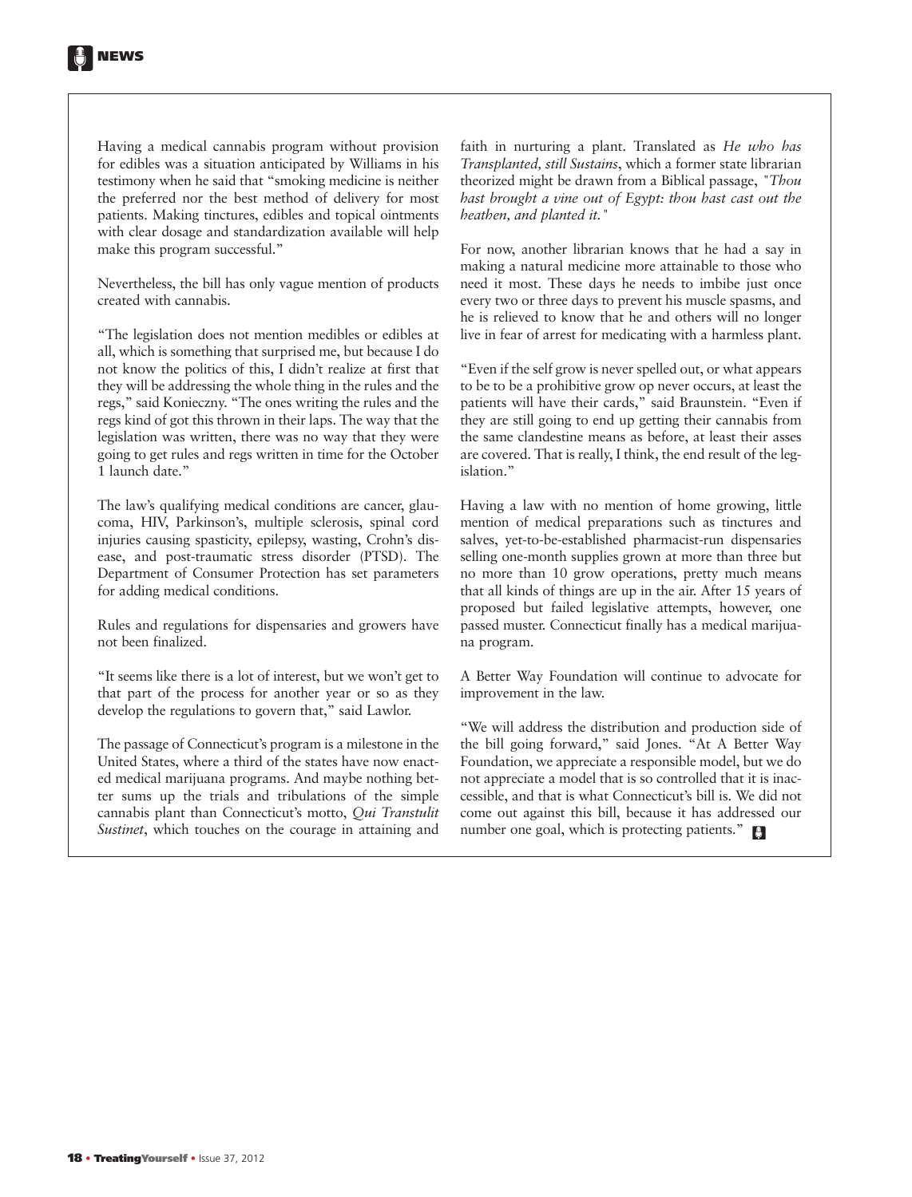Having a medical cannabis program without provision for edibles was a situation anticipated by Williams in his testimony when he said that "smoking medicine is neither the preferred nor the best method of delivery for most patients. Making tinctures, edibles and topical ointments with clear dosage and standardization available will help make this program successful."

Nevertheless, the bill has only vague mention of products created with cannabis.

"The legislation does not mention medibles or edibles at all, which is something that surprised me, but because I do not know the politics of this, I didn't realize at first that they will be addressing the whole thing in the rules and the regs," said Konieczny. "The ones writing the rules and the regs kind of got this thrown in their laps. The way that the legislation was written, there was no way that they were going to get rules and regs written in time for the October 1 launch date."

The law's qualifying medical conditions are cancer, glaucoma, HIV, Parkinson's, multiple sclerosis, spinal cord injuries causing spasticity, epilepsy, wasting, Crohn's disease, and post-traumatic stress disorder (PTSD). The Department of Consumer Protection has set parameters for adding medical conditions.

Rules and regulations for dispensaries and growers have not been finalized.

"It seems like there is a lot of interest, but we won't get to that part of the process for another year or so as they develop the regulations to govern that," said Lawlor.

The passage of Connecticut's program is a milestone in the United States, where a third of the states have now enacted medical marijuana programs. And maybe nothing better sums up the trials and tribulations of the simple cannabis plant than Connecticut's motto, *Qui Transtulit Sustinet*, which touches on the courage in attaining and faith in nurturing a plant. Translated as *He who has Transplanted, still Sustains*, which a former state librarian theorized might be drawn from a Biblical passage, *"Thou hast brought a vine out of Egypt: thou hast cast out the heathen, and planted it."*

For now, another librarian knows that he had a say in making a natural medicine more attainable to those who need it most. These days he needs to imbibe just once every two or three days to prevent his muscle spasms, and he is relieved to know that he and others will no longer live in fear of arrest for medicating with a harmless plant.

"Even if the self grow is never spelled out, or what appears to be to be a prohibitive grow op never occurs, at least the patients will have their cards," said Braunstein. "Even if they are still going to end up getting their cannabis from the same clandestine means as before, at least their asses are covered. That is really, I think, the end result of the legislation."

Having a law with no mention of home growing, little mention of medical preparations such as tinctures and salves, yet-to-be-established pharmacist-run dispensaries selling one-month supplies grown at more than three but no more than 10 grow operations, pretty much means that all kinds of things are up in the air. After 15 years of proposed but failed legislative attempts, however, one passed muster. Connecticut finally has a medical marijuana program.

A Better Way Foundation will continue to advocate for improvement in the law.

"We will address the distribution and production side of the bill going forward," said Jones. "At A Better Way Foundation, we appreciate a responsible model, but we do not appreciate a model that is so controlled that it is inaccessible, and that is what Connecticut's bill is. We did not come out against this bill, because it has addressed our number one goal, which is protecting patients."